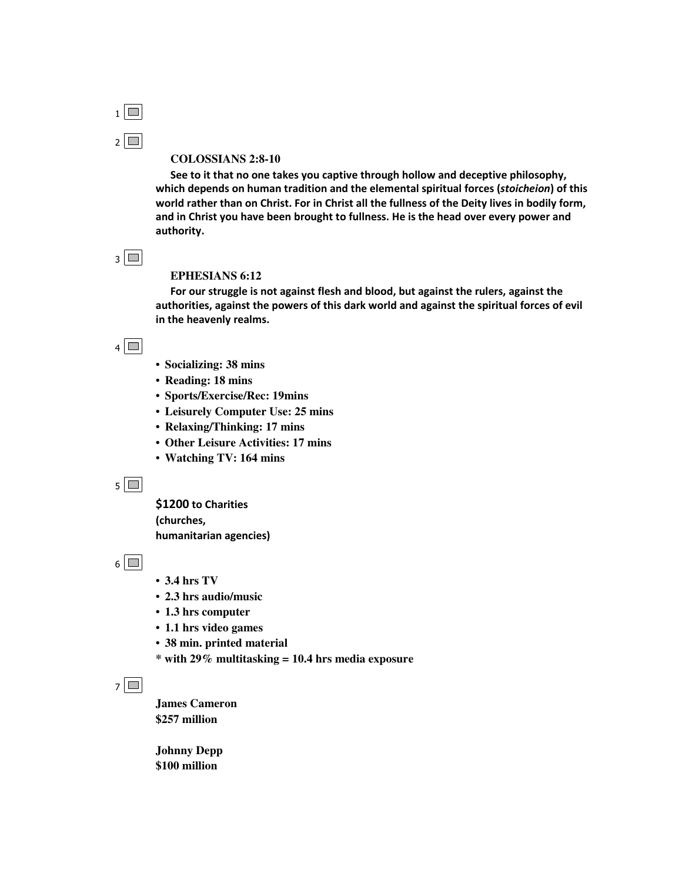1

2

**COLOSSIANS 2:8-10**

**See to it that no one takes you captive through hollow and deceptive philosophy, which depends on human tradition and the elemental spiritual forces (*stoicheion*) of this world rather than on Christ. For in Christ all the fullness of the Deity lives in bodily form, and in Christ you have been brought to fullness. He is the head over every power and authority.**

3

**EPHESIANS 6:12**

**For our struggle is not against flesh and blood, but against the rulers, against the authorities, against the powers of this dark world and against the spiritual forces of evil in the heavenly realms.**

4

- **Socializing: 38 mins**
- **Reading: 18 mins**
- **Sports/Exercise/Rec: 19mins**
- **Leisurely Computer Use: 25 mins**
- **Relaxing/Thinking: 17 mins**
- **Other Leisure Activities: 17 mins**
- **Watching TV: 164 mins**

5

**$1200 to Charities**
**(churches,**
**humanitarian agencies)**

6

- **3.4 hrs TV**
- **2.3 hrs audio/music**
- **1.3 hrs computer**
- **1.1 hrs video games**
- **38 min. printed material**

**\* with 29% multitasking = 10.4 hrs media exposure**

7

**James Cameron**
**$257 million**

**Johnny Depp**
**$100 million**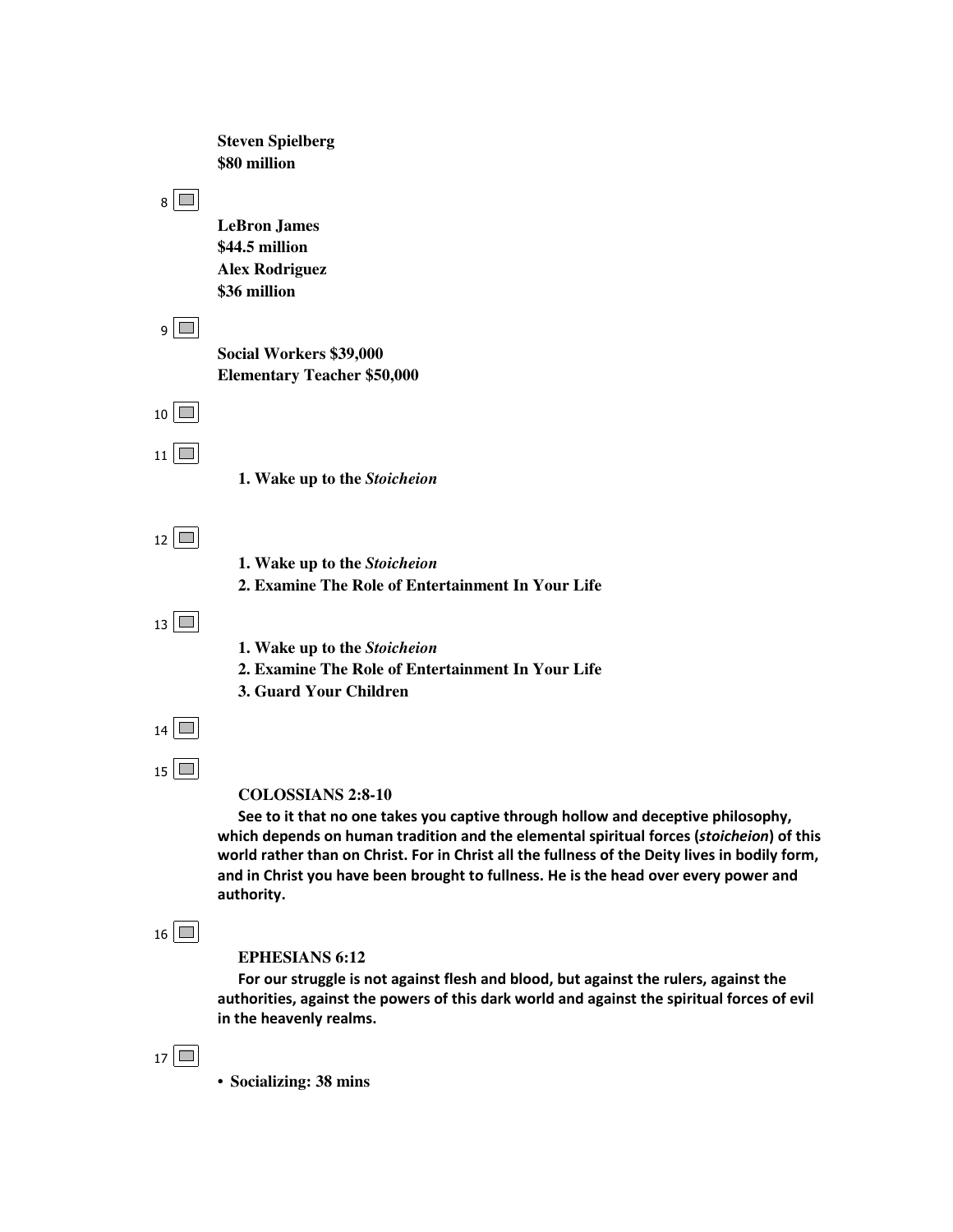**Steven Spielberg**
**$80 million**

8

**LeBron James**
**$44.5 million**
**Alex Rodriguez**
**$36 million**

9

**Social Workers $39,000**
**Elementary Teacher $50,000**

10

11

**1. Wake up to the *Stoicheion***

12

**1. Wake up to the *Stoicheion***
**2. Examine The Role of Entertainment In Your Life**

13

**1. Wake up to the *Stoicheion***
**2. Examine The Role of Entertainment In Your Life**
**3. Guard Your Children**

14

15

**COLOSSIANS 2:8-10**

**See to it that no one takes you captive through hollow and deceptive philosophy, which depends on human tradition and the elemental spiritual forces (*stoicheion*) of this world rather than on Christ. For in Christ all the fullness of the Deity lives in bodily form, and in Christ you have been brought to fullness. He is the head over every power and authority.**

16

**EPHESIANS 6:12**

**For our struggle is not against flesh and blood, but against the rulers, against the authorities, against the powers of this dark world and against the spiritual forces of evil in the heavenly realms.**

17

- **Socializing: 38 mins**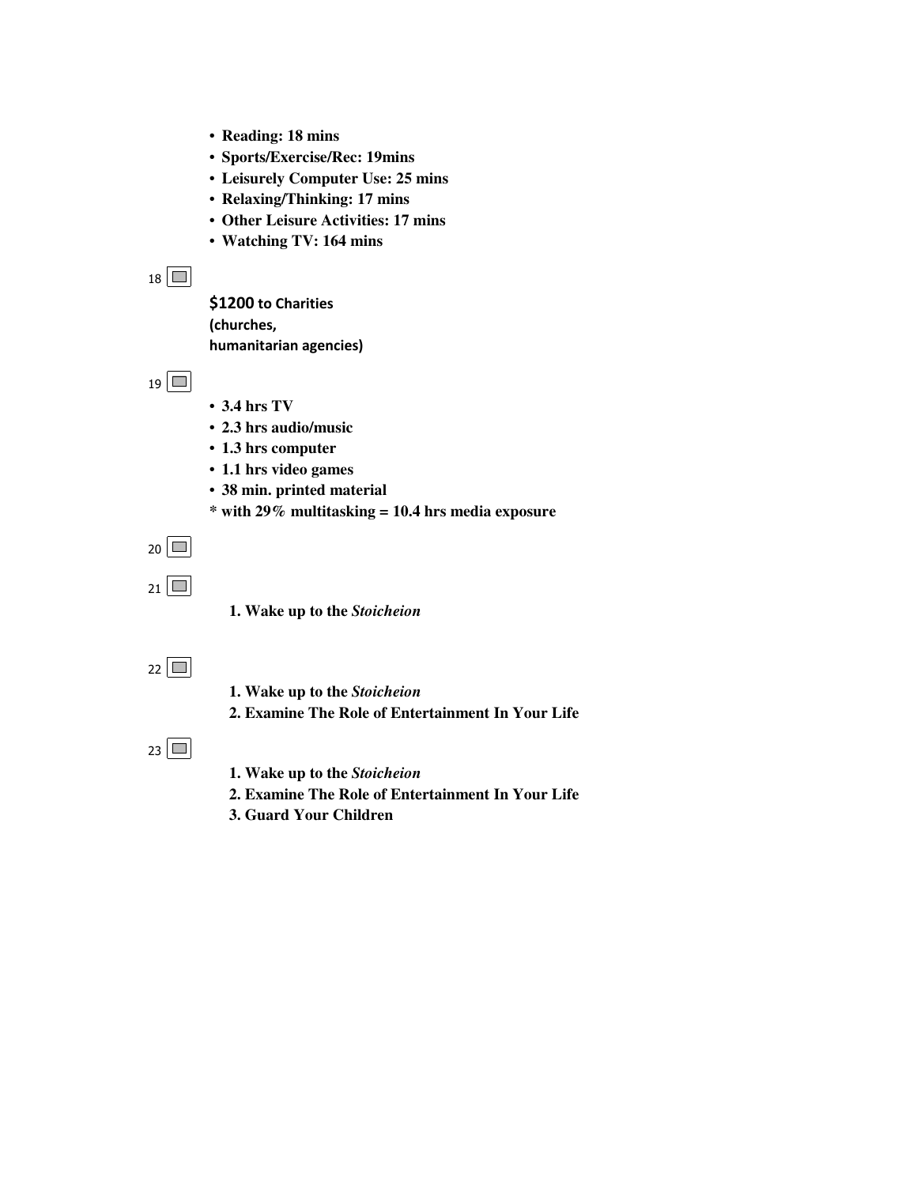- **Reading: 18 mins**
- **Sports/Exercise/Rec: 19mins**
- **Leisurely Computer Use: 25 mins**
- **Relaxing/Thinking: 17 mins**
- **Other Leisure Activities: 17 mins**
- **Watching TV: 164 mins**

18

**$1200 to Charities (churches, humanitarian agencies)**

19

- **3.4 hrs TV**
- **2.3 hrs audio/music**
- **1.3 hrs computer**
- **1.1 hrs video games**
- **38 min. printed material**

**\* with 29% multitasking = 10.4 hrs media exposure**

20

21

**1. Wake up to the *Stoicheion***

22

**1. Wake up to the *Stoicheion***
**2. Examine The Role of Entertainment In Your Life**

23

**1. Wake up to the *Stoicheion***
**2. Examine The Role of Entertainment In Your Life**
**3. Guard Your Children**